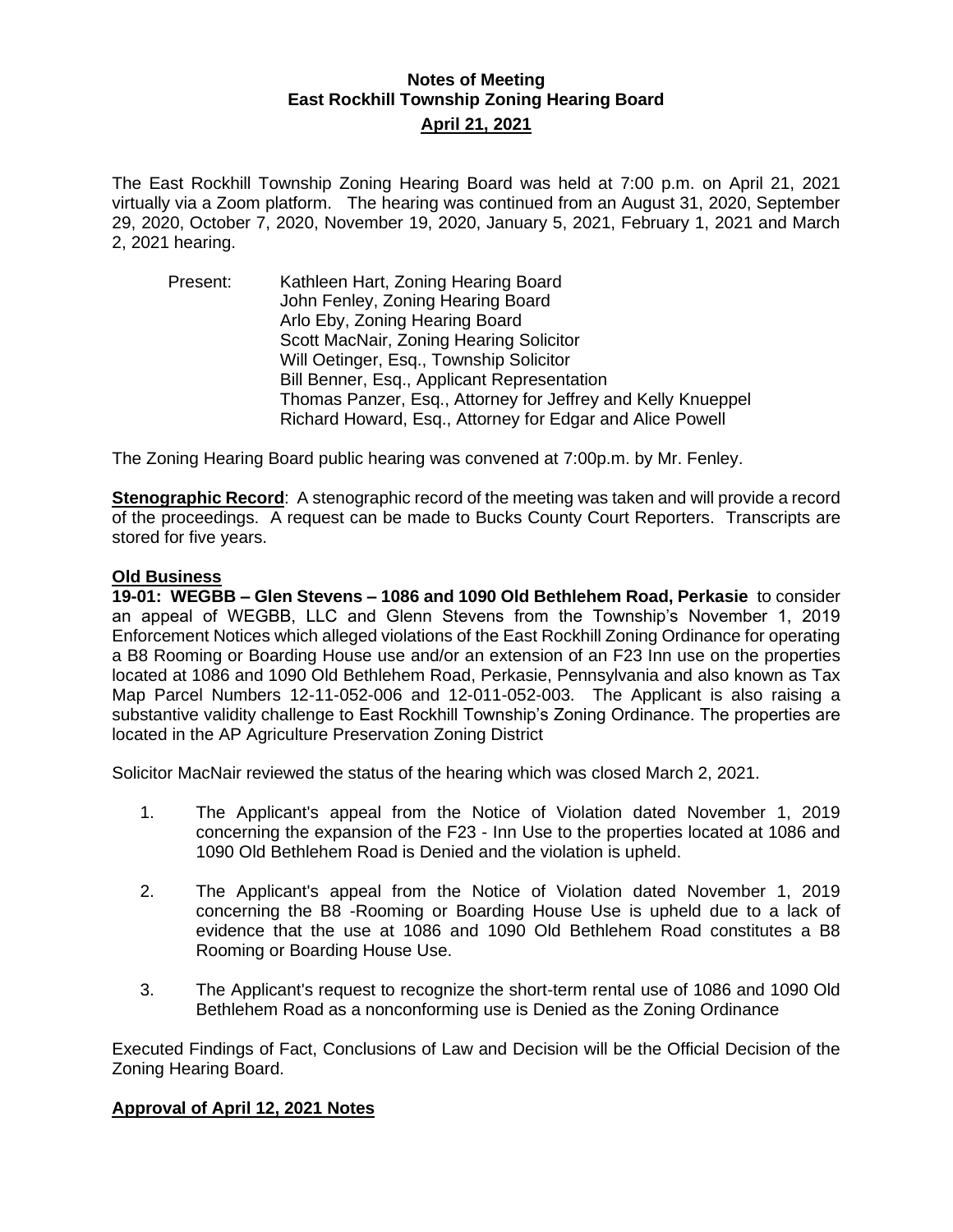# Notes of Meeting
## East Rockhill Township Zoning Hearing Board
## April 21, 2021

The East Rockhill Township Zoning Hearing Board was held at 7:00 p.m. on April 21, 2021 virtually via a Zoom platform. The hearing was continued from an August 31, 2020, September 29, 2020, October 7, 2020, November 19, 2020, January 5, 2021, February 1, 2021 and March 2, 2021 hearing.

Present:
- Kathleen Hart, Zoning Hearing Board
- John Fenley, Zoning Hearing Board
- Arlo Eby, Zoning Hearing Board
- Scott MacNair, Zoning Hearing Solicitor
- Will Oetinger, Esq., Township Solicitor
- Bill Benner, Esq., Applicant Representation
- Thomas Panzer, Esq., Attorney for Jeffrey and Kelly Knueppel
- Richard Howard, Esq., Attorney for Edgar and Alice Powell

The Zoning Hearing Board public hearing was convened at 7:00p.m. by Mr. Fenley.

**Stenographic Record**: A stenographic record of the meeting was taken and will provide a record of the proceedings. A request can be made to Bucks County Court Reporters. Transcripts are stored for five years.

**Old Business**

**19-01: WEGBB – Glen Stevens – 1086 and 1090 Old Bethlehem Road, Perkasie** to consider an appeal of WEGBB, LLC and Glenn Stevens from the Township's November 1, 2019 Enforcement Notices which alleged violations of the East Rockhill Zoning Ordinance for operating a B8 Rooming or Boarding House use and/or an extension of an F23 Inn use on the properties located at 1086 and 1090 Old Bethlehem Road, Perkasie, Pennsylvania and also known as Tax Map Parcel Numbers 12-11-052-006 and 12-011-052-003. The Applicant is also raising a substantive validity challenge to East Rockhill Township's Zoning Ordinance. The properties are located in the AP Agriculture Preservation Zoning District

Solicitor MacNair reviewed the status of the hearing which was closed March 2, 2021.

1. The Applicant's appeal from the Notice of Violation dated November 1, 2019 concerning the expansion of the F23 - Inn Use to the properties located at 1086 and 1090 Old Bethlehem Road is Denied and the violation is upheld.
2. The Applicant's appeal from the Notice of Violation dated November 1, 2019 concerning the B8 -Rooming or Boarding House Use is upheld due to a lack of evidence that the use at 1086 and 1090 Old Bethlehem Road constitutes a B8 Rooming or Boarding House Use.
3. The Applicant's request to recognize the short-term rental use of 1086 and 1090 Old Bethlehem Road as a nonconforming use is Denied as the Zoning Ordinance

Executed Findings of Fact, Conclusions of Law and Decision will be the Official Decision of the Zoning Hearing Board.

**Approval of April 12, 2021 Notes**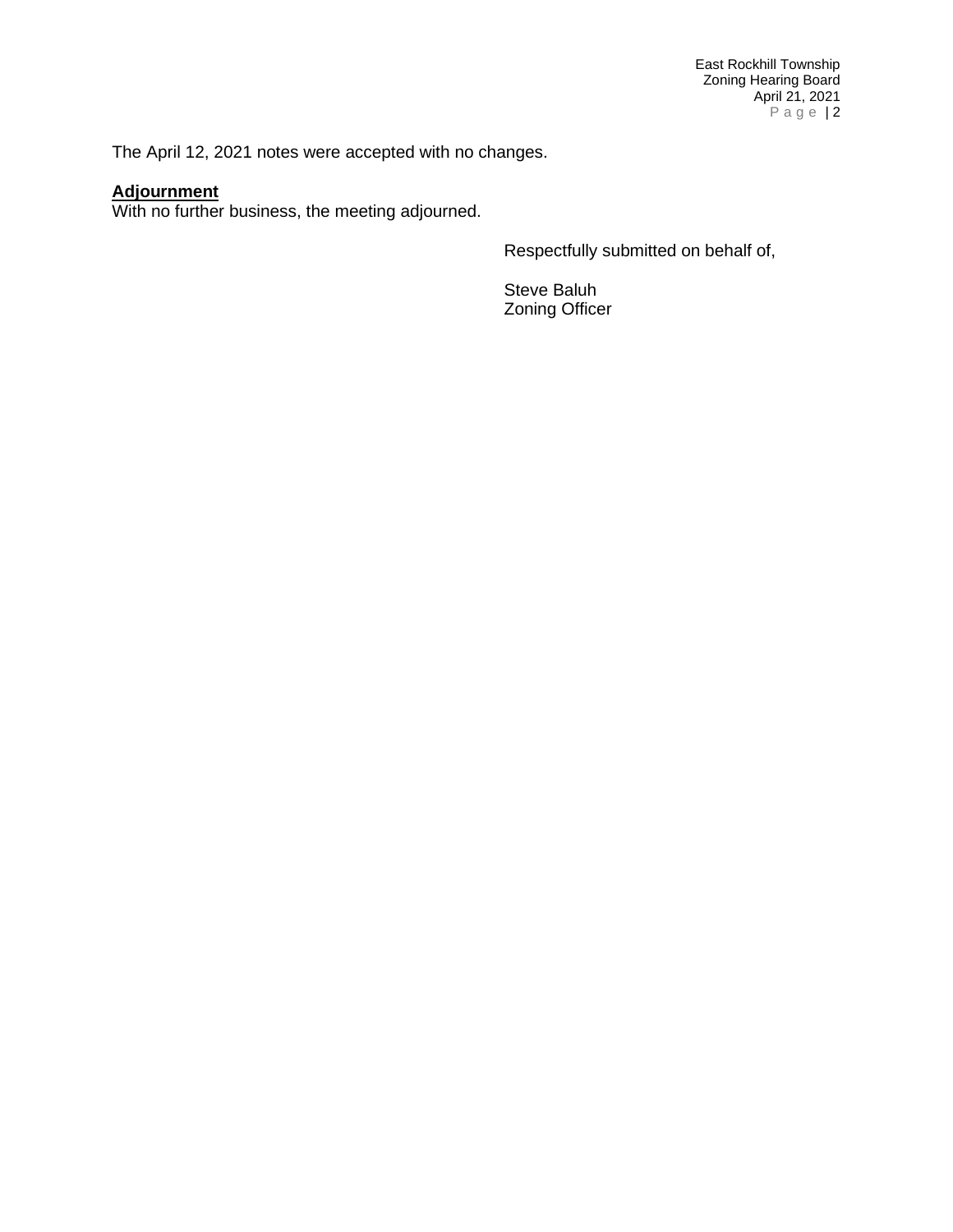The April 12, 2021 notes were accepted with no changes.

**Adjournment**

With no further business, the meeting adjourned.

Respectfully submitted on behalf of,

Steve Baluh
Zoning Officer